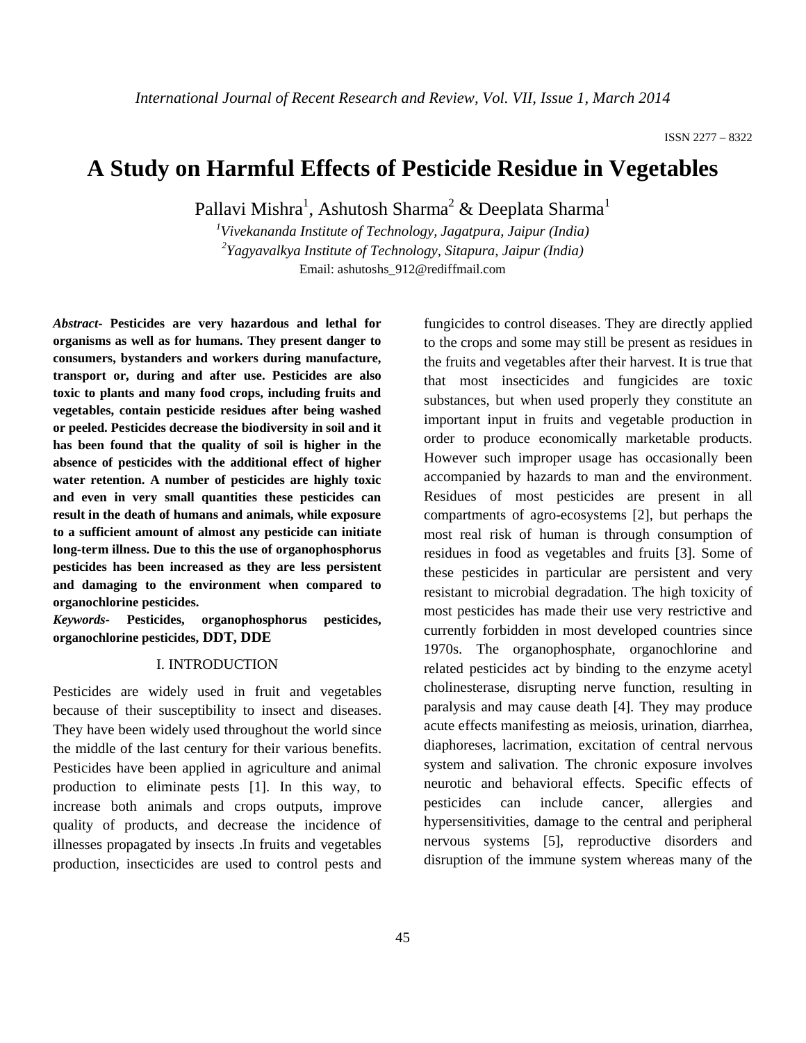ISSN 2277 – 8322

# A Study on Harmful Effects of Pesticide Residue in Vegetables

Pallavi Mishra[1], Ashutosh Sharma[2] & Deeplata Sharma[1]

[1]*Vivekananda Institute of Technology, Jagatpura, Jaipur (India)*

[2]*Yagyavalkya Institute of Technology, Sitapura, Jaipur (India)*

Email: ashutoshs_912@rediffmail.com

***Abstract-*** **Pesticides are very hazardous and lethal for organisms as well as for humans. They present danger to consumers, bystanders and workers during manufacture, transport or, during and after use. Pesticides are also toxic to plants and many food crops, including fruits and vegetables, contain pesticide residues after being washed or peeled. Pesticides decrease the biodiversity in soil and it has been found that the quality of soil is higher in the absence of pesticides with the additional effect of higher water retention. A number of pesticides are highly toxic and even in very small quantities these pesticides can result in the death of humans and animals, while exposure to a sufficient amount of almost any pesticide can initiate long-term illness. Due to this the use of organophosphorus pesticides has been increased as they are less persistent and damaging to the environment when compared to organochlorine pesticides.**

***Keywords-*** **Pesticides, organophosphorus pesticides, organochlorine pesticides, DDT, DDE**

## I. INTRODUCTION

Pesticides are widely used in fruit and vegetables because of their susceptibility to insect and diseases. They have been widely used throughout the world since the middle of the last century for their various benefits. Pesticides have been applied in agriculture and animal production to eliminate pests [1]. In this way, to increase both animals and crops outputs, improve quality of products, and decrease the incidence of illnesses propagated by insects .In fruits and vegetables production, insecticides are used to control pests and fungicides to control diseases. They are directly applied to the crops and some may still be present as residues in the fruits and vegetables after their harvest. It is true that that most insecticides and fungicides are toxic substances, but when used properly they constitute an important input in fruits and vegetable production in order to produce economically marketable products. However such improper usage has occasionally been accompanied by hazards to man and the environment. Residues of most pesticides are present in all compartments of agro-ecosystems [2], but perhaps the most real risk of human is through consumption of residues in food as vegetables and fruits [3]. Some of these pesticides in particular are persistent and very resistant to microbial degradation. The high toxicity of most pesticides has made their use very restrictive and currently forbidden in most developed countries since 1970s. The organophosphate, organochlorine and related pesticides act by binding to the enzyme acetyl cholinesterase, disrupting nerve function, resulting in paralysis and may cause death [4]. They may produce acute effects manifesting as meiosis, urination, diarrhea, diaphoreses, lacrimation, excitation of central nervous system and salivation. The chronic exposure involves neurotic and behavioral effects. Specific effects of pesticides can include cancer, allergies and hypersensitivities, damage to the central and peripheral nervous systems [5], reproductive disorders and disruption of the immune system whereas many of the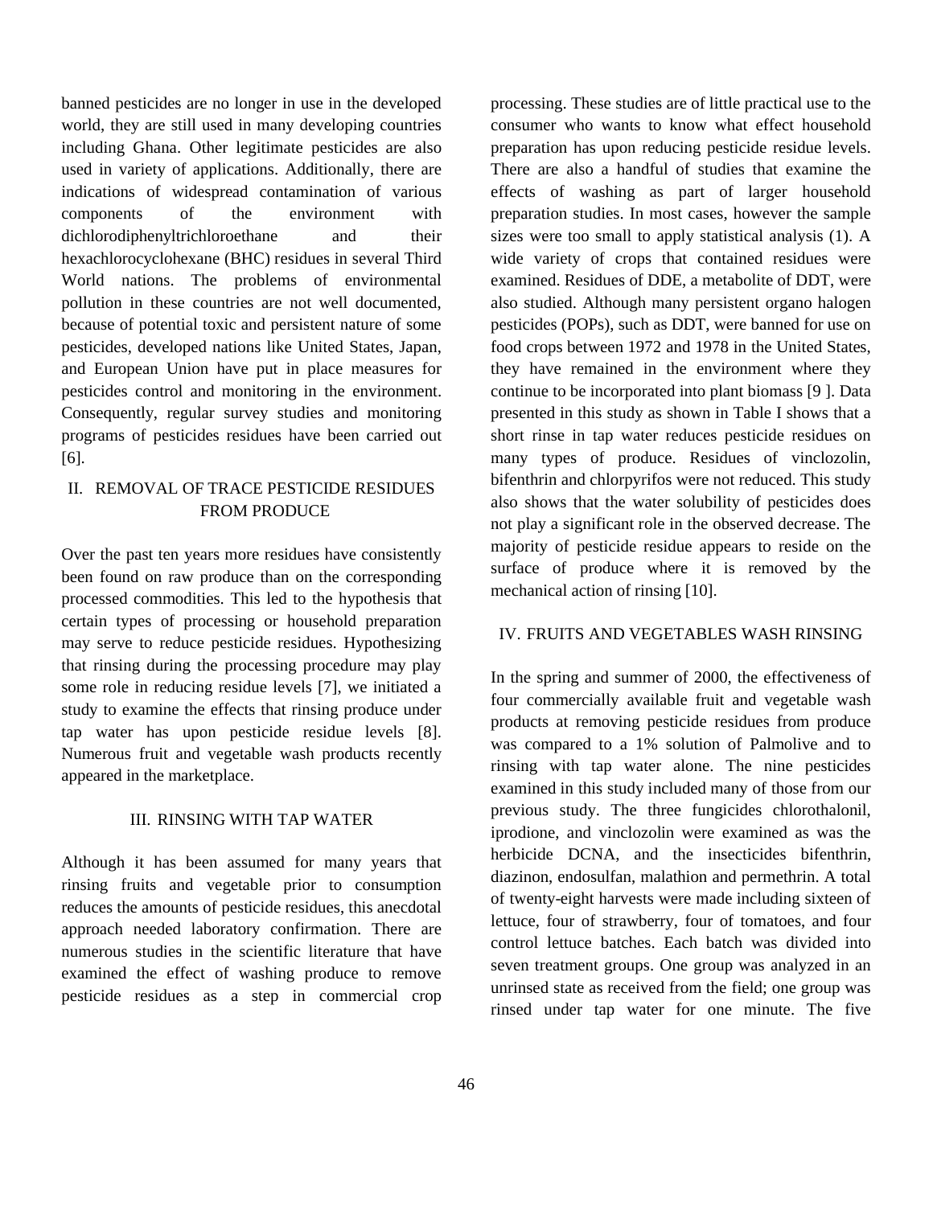banned pesticides are no longer in use in the developed world, they are still used in many developing countries including Ghana. Other legitimate pesticides are also used in variety of applications. Additionally, there are indications of widespread contamination of various components of the environment with dichlorodiphenyltrichloroethane and their hexachlorocyclohexane (BHC) residues in several Third World nations. The problems of environmental pollution in these countries are not well documented, because of potential toxic and persistent nature of some pesticides, developed nations like United States, Japan, and European Union have put in place measures for pesticides control and monitoring in the environment. Consequently, regular survey studies and monitoring programs of pesticides residues have been carried out [6].

## II. REMOVAL OF TRACE PESTICIDE RESIDUES FROM PRODUCE

Over the past ten years more residues have consistently been found on raw produce than on the corresponding processed commodities. This led to the hypothesis that certain types of processing or household preparation may serve to reduce pesticide residues. Hypothesizing that rinsing during the processing procedure may play some role in reducing residue levels [7], we initiated a study to examine the effects that rinsing produce under tap water has upon pesticide residue levels [8]. Numerous fruit and vegetable wash products recently appeared in the marketplace.

## III. RINSING WITH TAP WATER

Although it has been assumed for many years that rinsing fruits and vegetable prior to consumption reduces the amounts of pesticide residues, this anecdotal approach needed laboratory confirmation. There are numerous studies in the scientific literature that have examined the effect of washing produce to remove pesticide residues as a step in commercial crop processing. These studies are of little practical use to the consumer who wants to know what effect household preparation has upon reducing pesticide residue levels. There are also a handful of studies that examine the effects of washing as part of larger household preparation studies. In most cases, however the sample sizes were too small to apply statistical analysis (1). A wide variety of crops that contained residues were examined. Residues of DDE, a metabolite of DDT, were also studied. Although many persistent organo halogen pesticides (POPs), such as DDT, were banned for use on food crops between 1972 and 1978 in the United States, they have remained in the environment where they continue to be incorporated into plant biomass [9 ]. Data presented in this study as shown in Table I shows that a short rinse in tap water reduces pesticide residues on many types of produce. Residues of vinclozolin, bifenthrin and chlorpyrifos were not reduced. This study also shows that the water solubility of pesticides does not play a significant role in the observed decrease. The majority of pesticide residue appears to reside on the surface of produce where it is removed by the mechanical action of rinsing [10].

## IV. FRUITS AND VEGETABLES WASH RINSING

In the spring and summer of 2000, the effectiveness of four commercially available fruit and vegetable wash products at removing pesticide residues from produce was compared to a 1% solution of Palmolive and to rinsing with tap water alone. The nine pesticides examined in this study included many of those from our previous study. The three fungicides chlorothalonil, iprodione, and vinclozolin were examined as was the herbicide DCNA, and the insecticides bifenthrin, diazinon, endosulfan, malathion and permethrin. A total of twenty-eight harvests were made including sixteen of lettuce, four of strawberry, four of tomatoes, and four control lettuce batches. Each batch was divided into seven treatment groups. One group was analyzed in an unrinsed state as received from the field; one group was rinsed under tap water for one minute. The five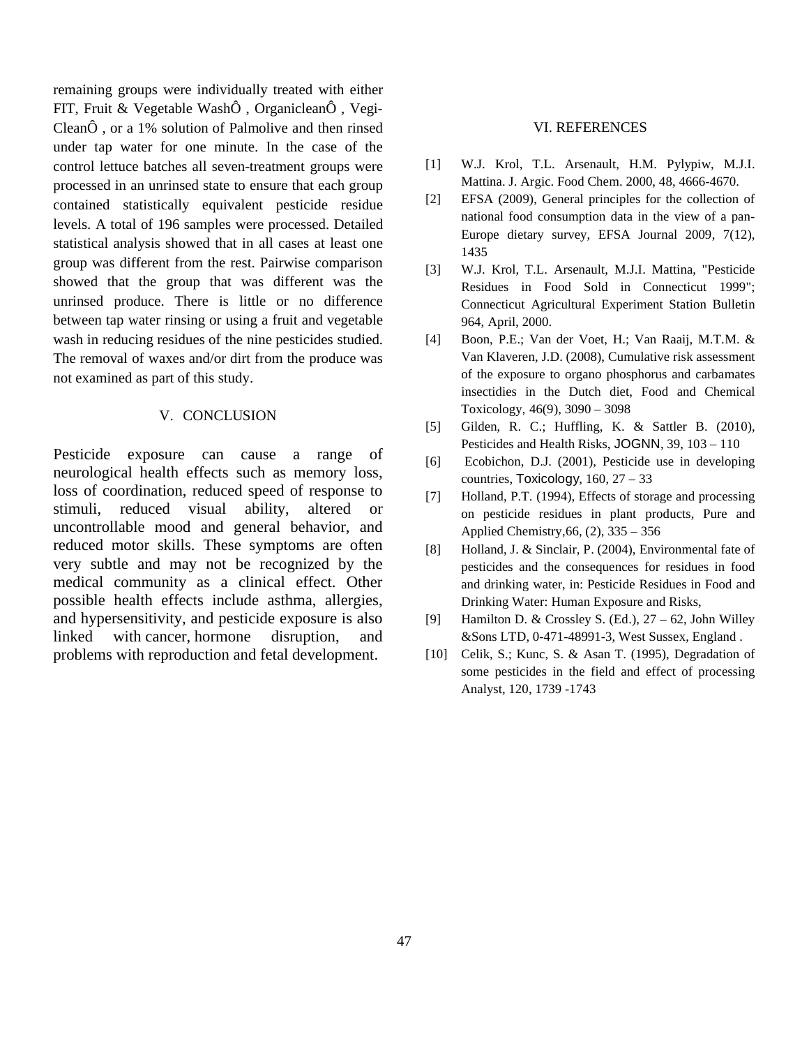remaining groups were individually treated with either FIT, Fruit & Vegetable WashÔ , OrganicleanÔ , Vegi-CleanÔ , or a 1% solution of Palmolive and then rinsed under tap water for one minute. In the case of the control lettuce batches all seven-treatment groups were processed in an unrinsed state to ensure that each group contained statistically equivalent pesticide residue levels. A total of 196 samples were processed. Detailed statistical analysis showed that in all cases at least one group was different from the rest. Pairwise comparison showed that the group that was different was the unrinsed produce. There is little or no difference between tap water rinsing or using a fruit and vegetable wash in reducing residues of the nine pesticides studied. The removal of waxes and/or dirt from the produce was not examined as part of this study.

## V. CONCLUSION

Pesticide exposure can cause a range of neurological health effects such as memory loss, loss of coordination, reduced speed of response to stimuli, reduced visual ability, altered or uncontrollable mood and general behavior, and reduced motor skills. These symptoms are often very subtle and may not be recognized by the medical community as a clinical effect. Other possible health effects include asthma, allergies, and hypersensitivity, and pesticide exposure is also linked with cancer, hormone disruption, and problems with reproduction and fetal development.

## VI. REFERENCES

[1] W.J. Krol, T.L. Arsenault, H.M. Pylypiw, M.J.I. Mattina. J. Argic. Food Chem. 2000, 48, 4666-4670.

[2] EFSA (2009), General principles for the collection of national food consumption data in the view of a pan-Europe dietary survey, EFSA Journal 2009, 7(12), 1435

[3] W.J. Krol, T.L. Arsenault, M.J.I. Mattina, "Pesticide Residues in Food Sold in Connecticut 1999"; Connecticut Agricultural Experiment Station Bulletin 964, April, 2000.

[4] Boon, P.E.; Van der Voet, H.; Van Raaij, M.T.M. & Van Klaveren, J.D. (2008), Cumulative risk assessment of the exposure to organo phosphorus and carbamates insectidies in the Dutch diet, Food and Chemical Toxicology, 46(9), 3090 – 3098

[5] Gilden, R. C.; Huffling, K. & Sattler B. (2010), Pesticides and Health Risks, JOGNN, 39, 103 – 110

[6] Ecobichon, D.J. (2001), Pesticide use in developing countries, Toxicology, 160, 27 – 33

[7] Holland, P.T. (1994), Effects of storage and processing on pesticide residues in plant products, Pure and Applied Chemistry,66, (2), 335 – 356

[8] Holland, J. & Sinclair, P. (2004), Environmental fate of pesticides and the consequences for residues in food and drinking water, in: Pesticide Residues in Food and Drinking Water: Human Exposure and Risks,

[9] Hamilton D. & Crossley S. (Ed.), 27 – 62, John Willey &Sons LTD, 0-471-48991-3, West Sussex, England .

[10] Celik, S.; Kunc, S. & Asan T. (1995), Degradation of some pesticides in the field and effect of processing Analyst, 120, 1739 -1743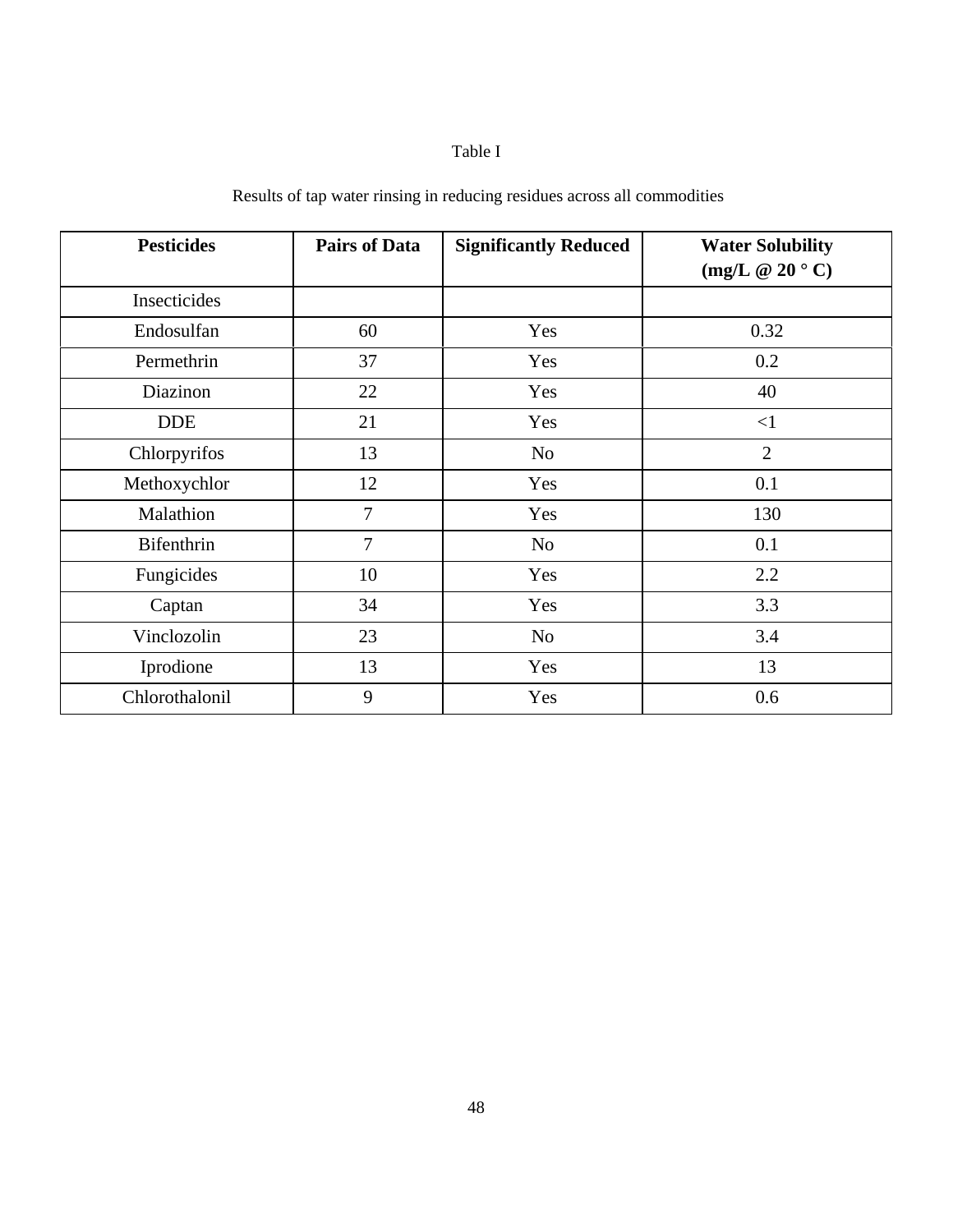Table I

Results of tap water rinsing in reducing residues across all commodities

| Pesticides | Pairs of Data | Significantly Reduced | Water Solubility (mg/L @ 20 ° C) |
|---|---|---|---|
| Insecticides | | | |
| Endosulfan | 60 | Yes | 0.32 |
| Permethrin | 37 | Yes | 0.2 |
| Diazinon | 22 | Yes | 40 |
| DDE | 21 | Yes | <1 |
| Chlorpyrifos | 13 | No | 2 |
| Methoxychlor | 12 | Yes | 0.1 |
| Malathion | 7 | Yes | 130 |
| Bifenthrin | 7 | No | 0.1 |
| Fungicides | 10 | Yes | 2.2 |
| Captan | 34 | Yes | 3.3 |
| Vinclozolin | 23 | No | 3.4 |
| Iprodione | 13 | Yes | 13 |
| Chlorothalonil | 9 | Yes | 0.6 |